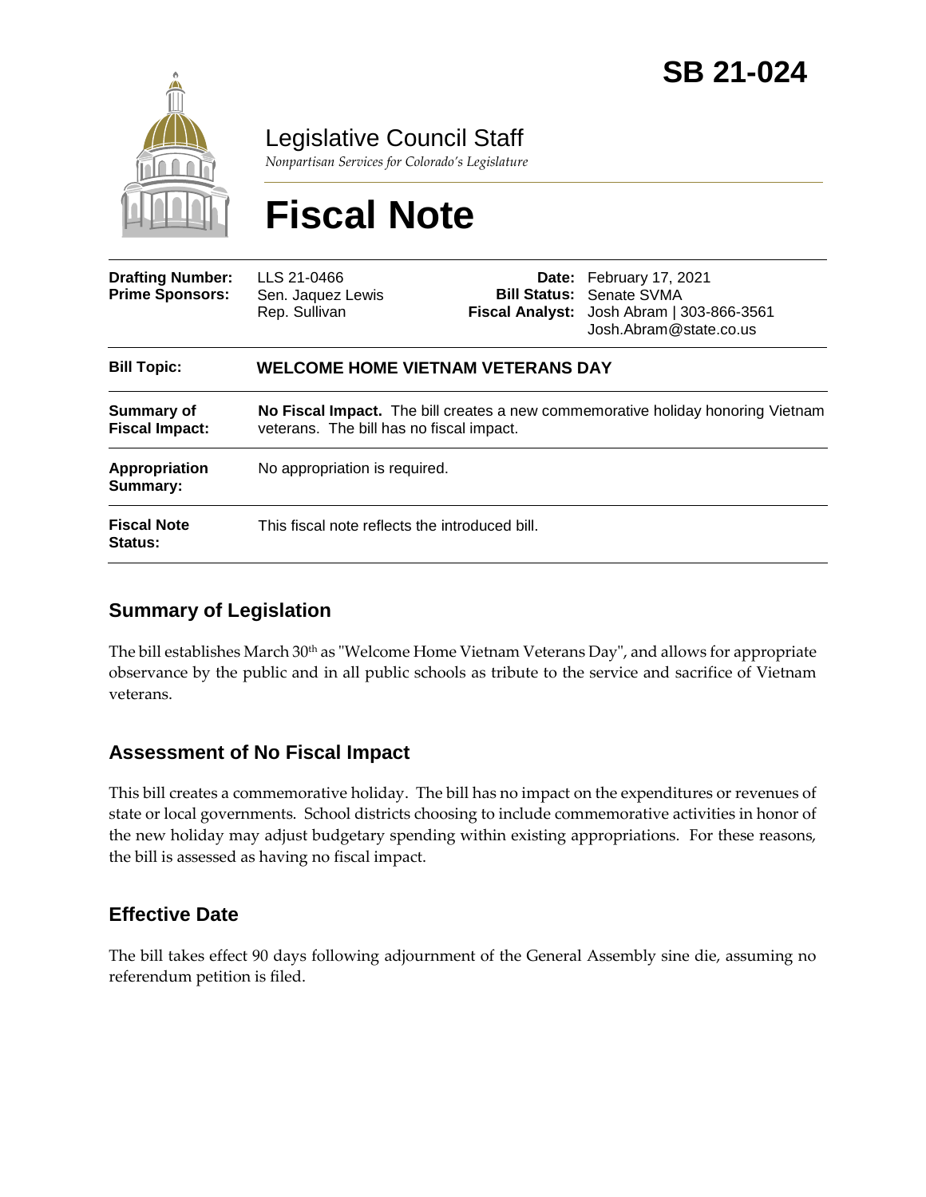# SB 21-024

Legislative Council Staff

*Nonpartisan Services for Colorado's Legislature*

# Fiscal Note

| | | | |
|---|---|---|---|
| **Drafting Number:** | LLS 21-0466 | **Date:** | February 17, 2021 |
| **Prime Sponsors:** | Sen. Jaquez Lewis<br>Rep. Sullivan | **Bill Status:** | Senate SVMA |
| | | **Fiscal Analyst:** | Josh Abram \| 303-866-3561<br>Josh.Abram@state.co.us |

| | |
|---|---|
| **Bill Topic:** | **WELCOME HOME VIETNAM VETERANS DAY** |
| **Summary of Fiscal Impact:** | **No Fiscal Impact.** The bill creates a new commemorative holiday honoring Vietnam veterans. The bill has no fiscal impact. |
| **Appropriation Summary:** | No appropriation is required. |
| **Fiscal Note Status:** | This fiscal note reflects the introduced bill. |

## Summary of Legislation

The bill establishes March 30th as "Welcome Home Vietnam Veterans Day", and allows for appropriate observance by the public and in all public schools as tribute to the service and sacrifice of Vietnam veterans.

## Assessment of No Fiscal Impact

This bill creates a commemorative holiday. The bill has no impact on the expenditures or revenues of state or local governments. School districts choosing to include commemorative activities in honor of the new holiday may adjust budgetary spending within existing appropriations. For these reasons, the bill is assessed as having no fiscal impact.

## Effective Date

The bill takes effect 90 days following adjournment of the General Assembly sine die, assuming no referendum petition is filed.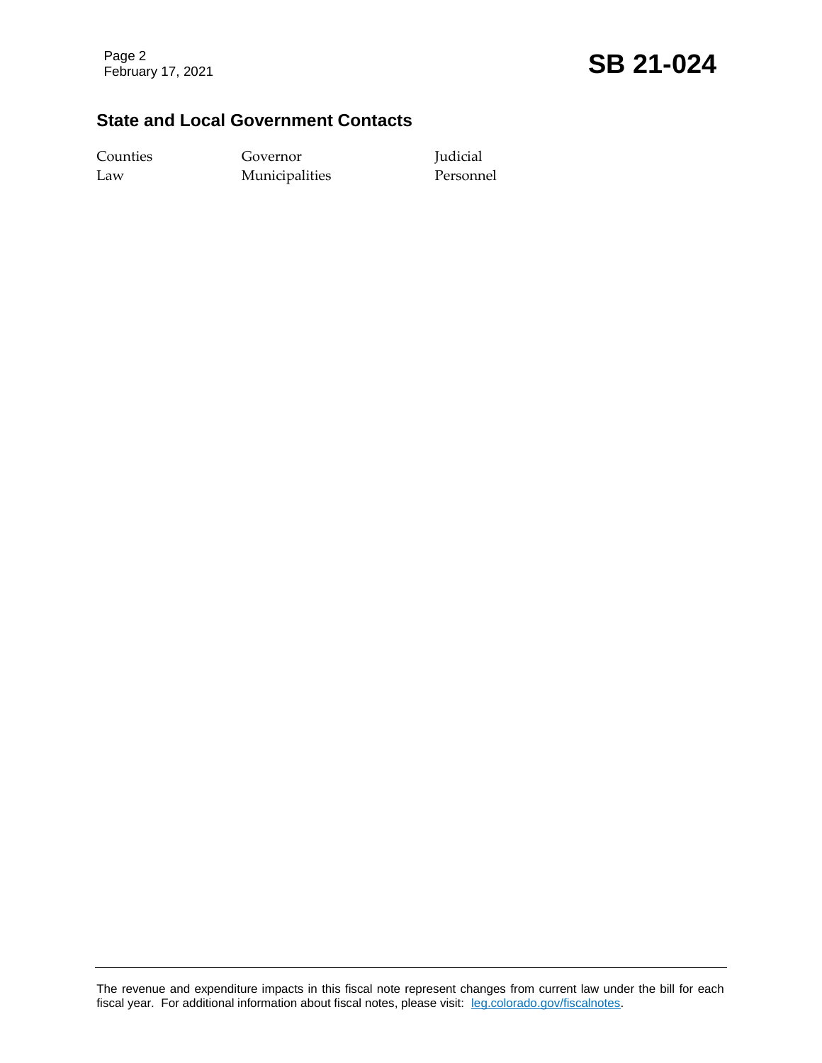## State and Local Government Contacts

| | | |
|---|---|---|
| Counties | Governor | Judicial |
| Law | Municipalities | Personnel |

The revenue and expenditure impacts in this fiscal note represent changes from current law under the bill for each fiscal year. For additional information about fiscal notes, please visit: leg.colorado.gov/fiscalnotes.